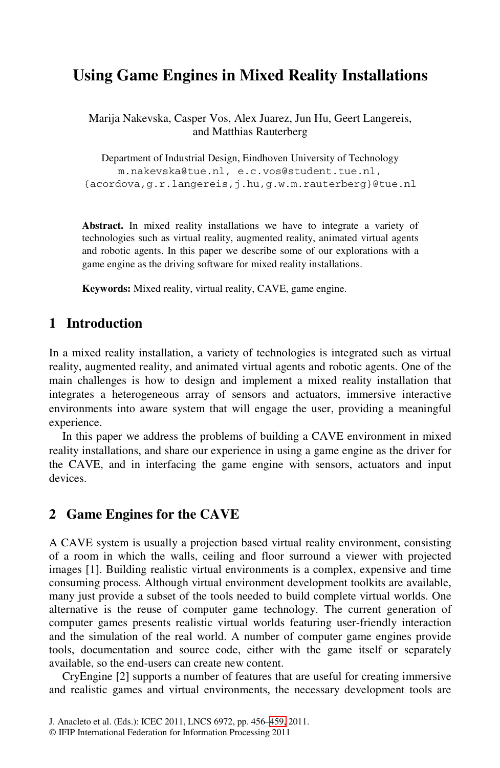# Using Game Engines in Mixed Reality Installations

Marija Nakevska, Casper Vos, Alex Juarez, Jun Hu, Geert Langereis, and Matthias Rauterberg

Department of Industrial Design, Eindhoven University of Technology
m.nakevska@tue.nl, e.c.vos@student.tue.nl,
{acordova,g.r.langereis,j.hu,g.w.m.rauterberg}@tue.nl

**Abstract.** In mixed reality installations we have to integrate a variety of technologies such as virtual reality, augmented reality, animated virtual agents and robotic agents. In this paper we describe some of our explorations with a game engine as the driving software for mixed reality installations.

**Keywords:** Mixed reality, virtual reality, CAVE, game engine.

## 1 Introduction

In a mixed reality installation, a variety of technologies is integrated such as virtual reality, augmented reality, and animated virtual agents and robotic agents. One of the main challenges is how to design and implement a mixed reality installation that integrates a heterogeneous array of sensors and actuators, immersive interactive environments into aware system that will engage the user, providing a meaningful experience.

In this paper we address the problems of building a CAVE environment in mixed reality installations, and share our experience in using a game engine as the driver for the CAVE, and in interfacing the game engine with sensors, actuators and input devices.

## 2 Game Engines for the CAVE

A CAVE system is usually a projection based virtual reality environment, consisting of a room in which the walls, ceiling and floor surround a viewer with projected images [1]. Building realistic virtual environments is a complex, expensive and time consuming process. Although virtual environment development toolkits are available, many just provide a subset of the tools needed to build complete virtual worlds. One alternative is the reuse of computer game technology. The current generation of computer games presents realistic virtual worlds featuring user-friendly interaction and the simulation of the real world. A number of computer game engines provide tools, documentation and source code, either with the game itself or separately available, so the end-users can create new content.

CryEngine [2] supports a number of features that are useful for creating immersive and realistic games and virtual environments, the necessary development tools are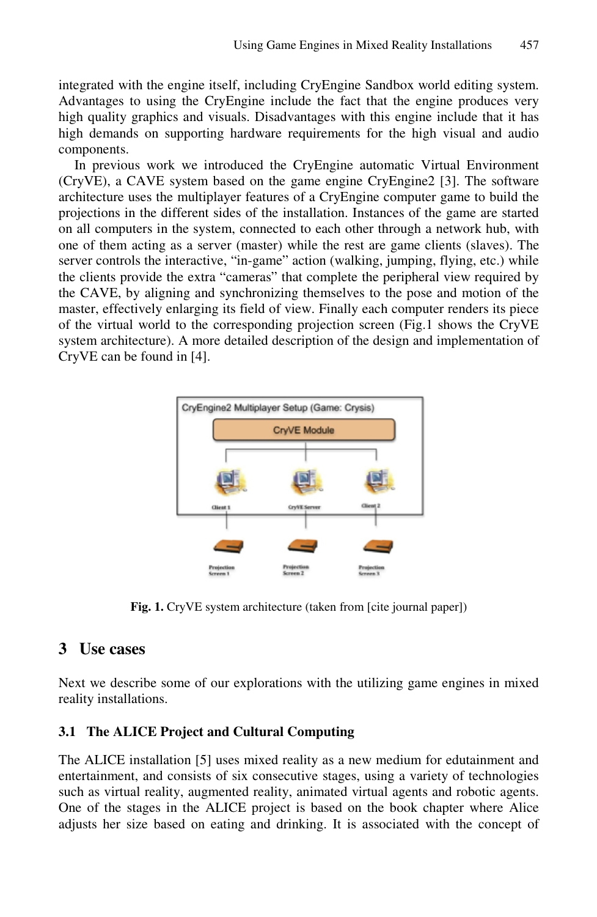integrated with the engine itself, including CryEngine Sandbox world editing system. Advantages to using the CryEngine include the fact that the engine produces very high quality graphics and visuals. Disadvantages with this engine include that it has high demands on supporting hardware requirements for the high visual and audio components.

In previous work we introduced the CryEngine automatic Virtual Environment (CryVE), a CAVE system based on the game engine CryEngine2 [3]. The software architecture uses the multiplayer features of a CryEngine computer game to build the projections in the different sides of the installation. Instances of the game are started on all computers in the system, connected to each other through a network hub, with one of them acting as a server (master) while the rest are game clients (slaves). The server controls the interactive, "in-game" action (walking, jumping, flying, etc.) while the clients provide the extra "cameras" that complete the peripheral view required by the CAVE, by aligning and synchronizing themselves to the pose and motion of the master, effectively enlarging its field of view. Finally each computer renders its piece of the virtual world to the corresponding projection screen (Fig.1 shows the CryVE system architecture). A more detailed description of the design and implementation of CryVE can be found in [4].

**Fig. 1.** CryVE system architecture (taken from [cite journal paper])

## 3 Use cases

Next we describe some of our explorations with the utilizing game engines in mixed reality installations.

### 3.1 The ALICE Project and Cultural Computing

The ALICE installation [5] uses mixed reality as a new medium for edutainment and entertainment, and consists of six consecutive stages, using a variety of technologies such as virtual reality, augmented reality, animated virtual agents and robotic agents. One of the stages in the ALICE project is based on the book chapter where Alice adjusts her size based on eating and drinking. It is associated with the concept of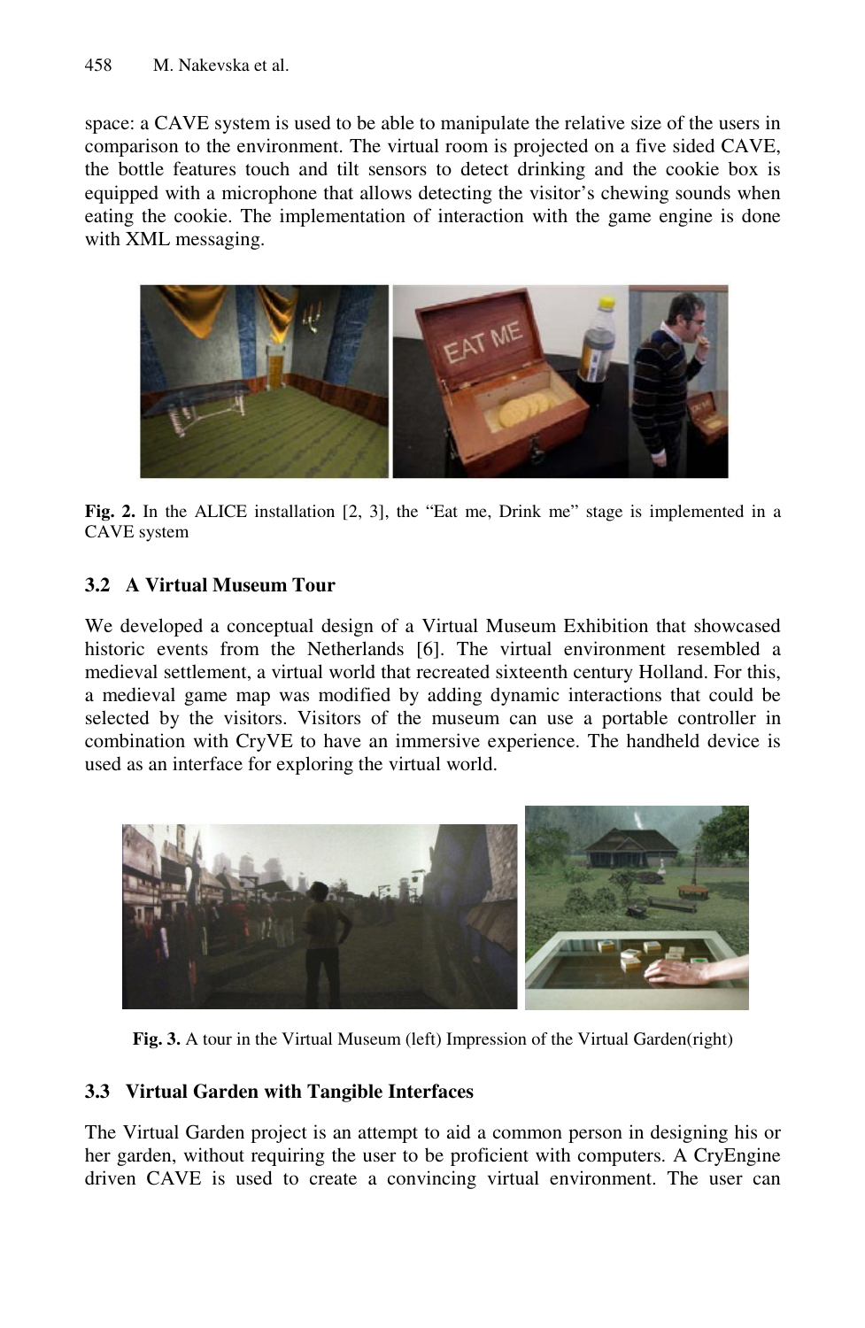space: a CAVE system is used to be able to manipulate the relative size of the users in comparison to the environment. The virtual room is projected on a five sided CAVE, the bottle features touch and tilt sensors to detect drinking and the cookie box is equipped with a microphone that allows detecting the visitor's chewing sounds when eating the cookie. The implementation of interaction with the game engine is done with XML messaging.

**Fig. 2.** In the ALICE installation [2, 3], the "Eat me, Drink me" stage is implemented in a CAVE system

### 3.2 A Virtual Museum Tour

We developed a conceptual design of a Virtual Museum Exhibition that showcased historic events from the Netherlands [6]. The virtual environment resembled a medieval settlement, a virtual world that recreated sixteenth century Holland. For this, a medieval game map was modified by adding dynamic interactions that could be selected by the visitors. Visitors of the museum can use a portable controller in combination with CryVE to have an immersive experience. The handheld device is used as an interface for exploring the virtual world.

**Fig. 3.** A tour in the Virtual Museum (left) Impression of the Virtual Garden(right)

### 3.3 Virtual Garden with Tangible Interfaces

The Virtual Garden project is an attempt to aid a common person in designing his or her garden, without requiring the user to be proficient with computers. A CryEngine driven CAVE is used to create a convincing virtual environment. The user can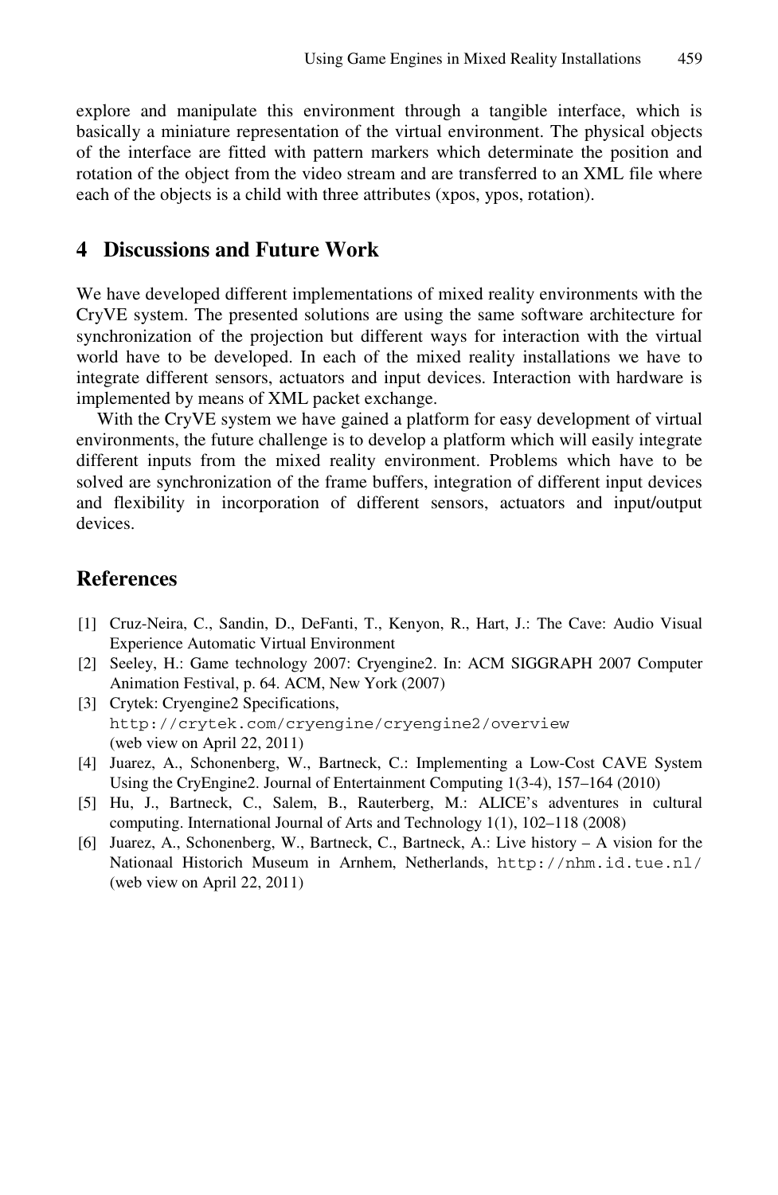explore and manipulate this environment through a tangible interface, which is basically a miniature representation of the virtual environment. The physical objects of the interface are fitted with pattern markers which determinate the position and rotation of the object from the video stream and are transferred to an XML file where each of the objects is a child with three attributes (xpos, ypos, rotation).

## 4 Discussions and Future Work

We have developed different implementations of mixed reality environments with the CryVE system. The presented solutions are using the same software architecture for synchronization of the projection but different ways for interaction with the virtual world have to be developed. In each of the mixed reality installations we have to integrate different sensors, actuators and input devices. Interaction with hardware is implemented by means of XML packet exchange.

With the CryVE system we have gained a platform for easy development of virtual environments, the future challenge is to develop a platform which will easily integrate different inputs from the mixed reality environment. Problems which have to be solved are synchronization of the frame buffers, integration of different input devices and flexibility in incorporation of different sensors, actuators and input/output devices.

## References

[1] Cruz-Neira, C., Sandin, D., DeFanti, T., Kenyon, R., Hart, J.: The Cave: Audio Visual Experience Automatic Virtual Environment

[2] Seeley, H.: Game technology 2007: Cryengine2. In: ACM SIGGRAPH 2007 Computer Animation Festival, p. 64. ACM, New York (2007)

[3] Crytek: Cryengine2 Specifications, http://crytek.com/cryengine/cryengine2/overview (web view on April 22, 2011)

[4] Juarez, A., Schonenberg, W., Bartneck, C.: Implementing a Low-Cost CAVE System Using the CryEngine2. Journal of Entertainment Computing 1(3-4), 157–164 (2010)

[5] Hu, J., Bartneck, C., Salem, B., Rauterberg, M.: ALICE's adventures in cultural computing. International Journal of Arts and Technology 1(1), 102–118 (2008)

[6] Juarez, A., Schonenberg, W., Bartneck, C., Bartneck, A.: Live history – A vision for the Nationaal Historich Museum in Arnhem, Netherlands, http://nhm.id.tue.nl/ (web view on April 22, 2011)